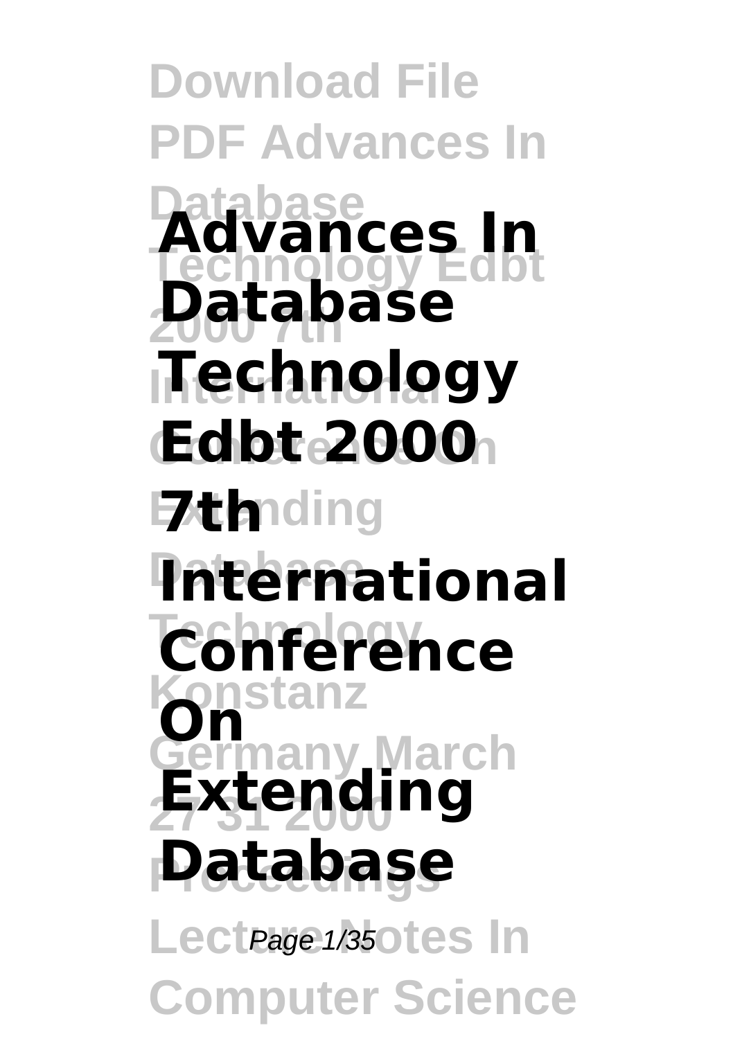# Advances In Database Technology Edbt 2000 7th International Conference On Extending Database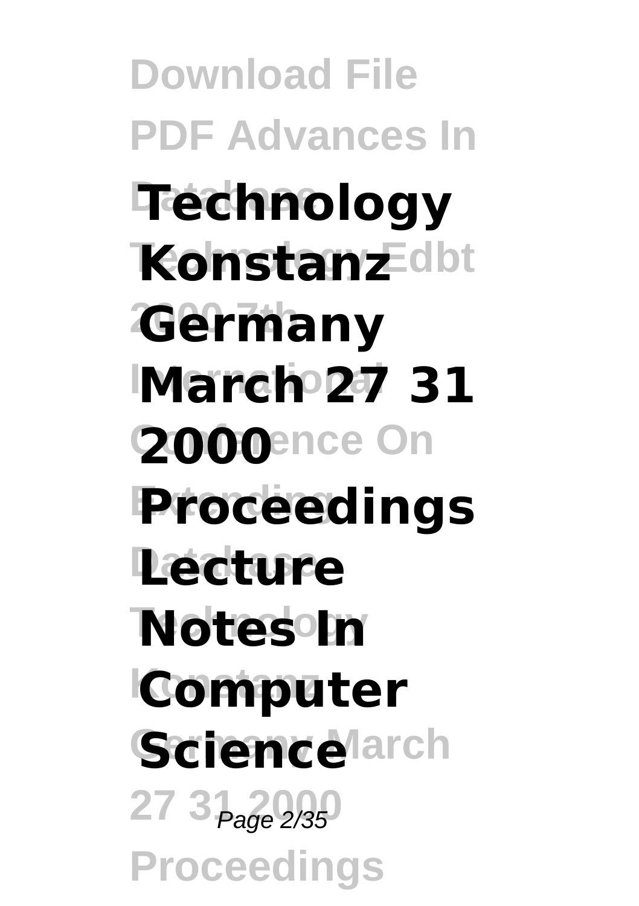**Technology Konstanz Germany March 27 31 2000 Proceedings Lecture Notes In Computer Science**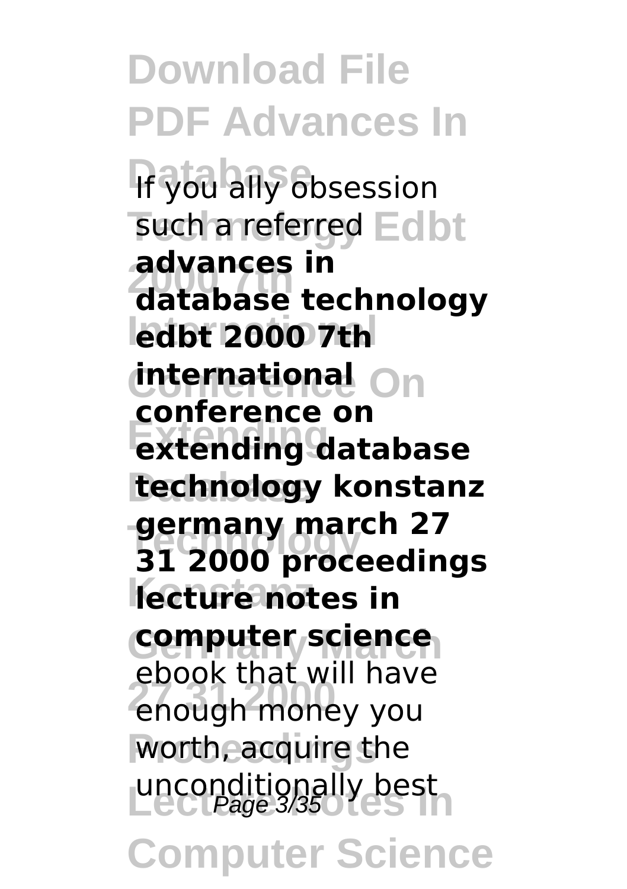If you ally obsession such a referred **advances in database technology edbt 2000 7th international conference on extending database technology konstanz germany march 27 31 2000 proceedings lecture notes in computer science** ebook that will have enough money you worth, acquire the unconditionally best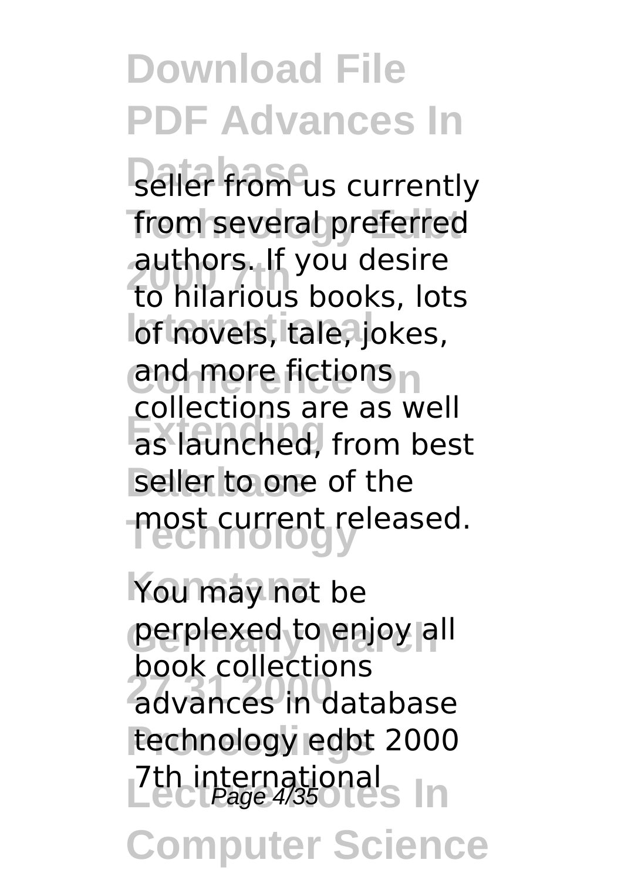seller from us currently from several preferred authors. If you desire to hilarious books, lots of novels, tale, jokes, and more fictions collections are as well as launched, from best seller to one of the most current released.

You may not be perplexed to enjoy all book collections advances in database technology edbt 2000 7th international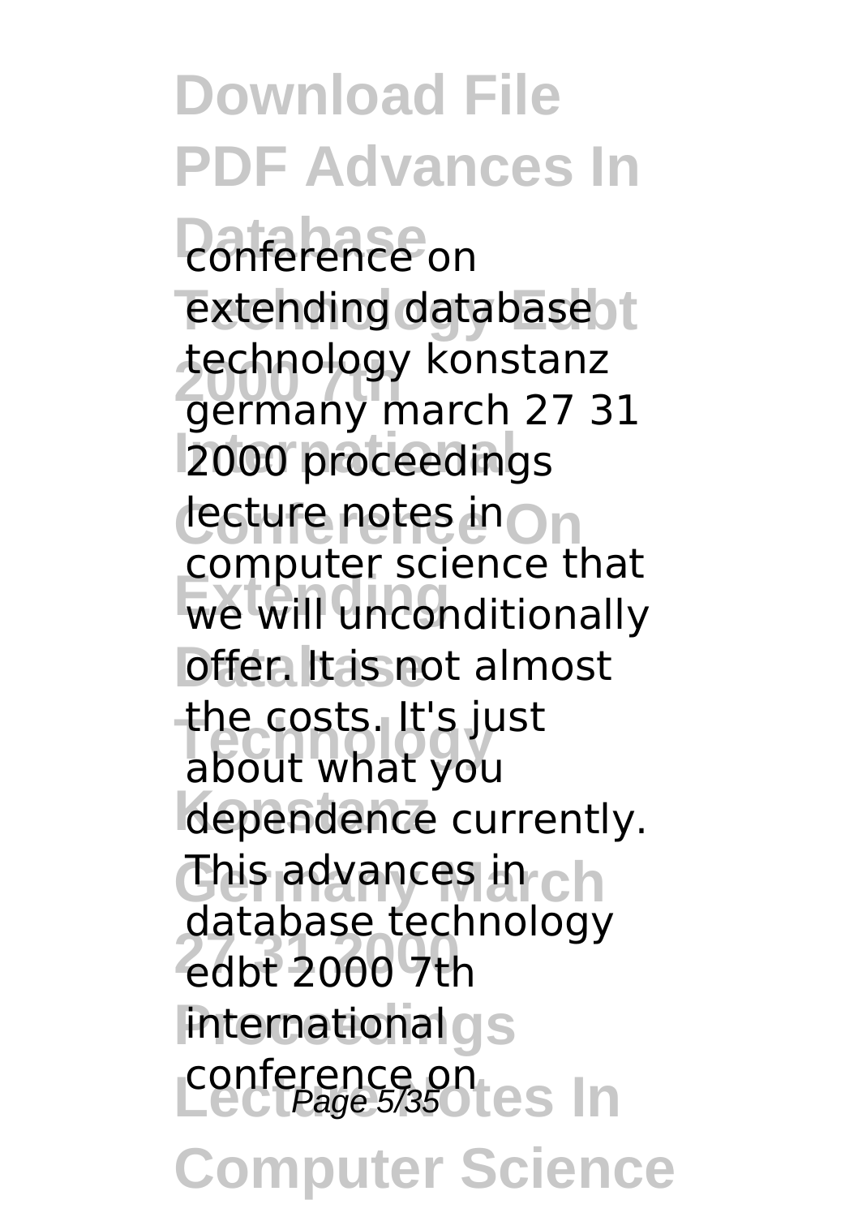conference on extending database technology konstanz germany march 27 31 2000 proceedings lecture notes in computer science that we will unconditionally offer. It is not almost the costs. It's just about what you dependence currently. This advances in database technology edbt 2000 7th international conference on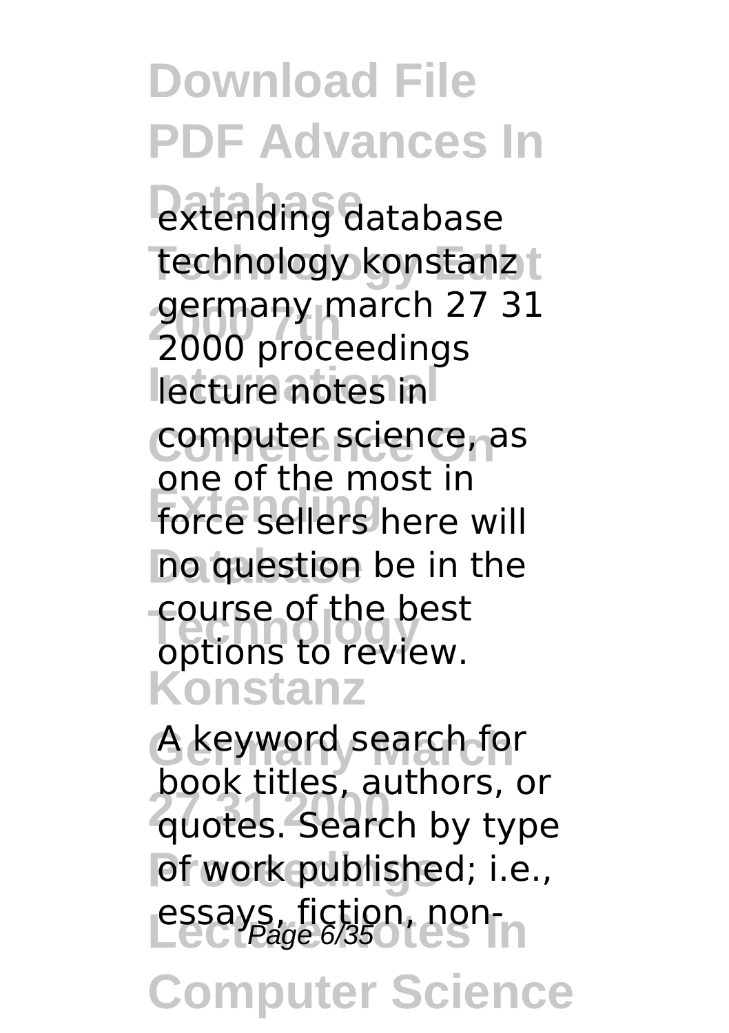extending database technology konstanz germany march 27 31 2000 proceedings lecture notes in computer science, as one of the most in force sellers here will no question be in the course of the best options to review.

A keyword search for book titles, authors, or quotes. Search by type of work published; i.e., essays, fiction, non-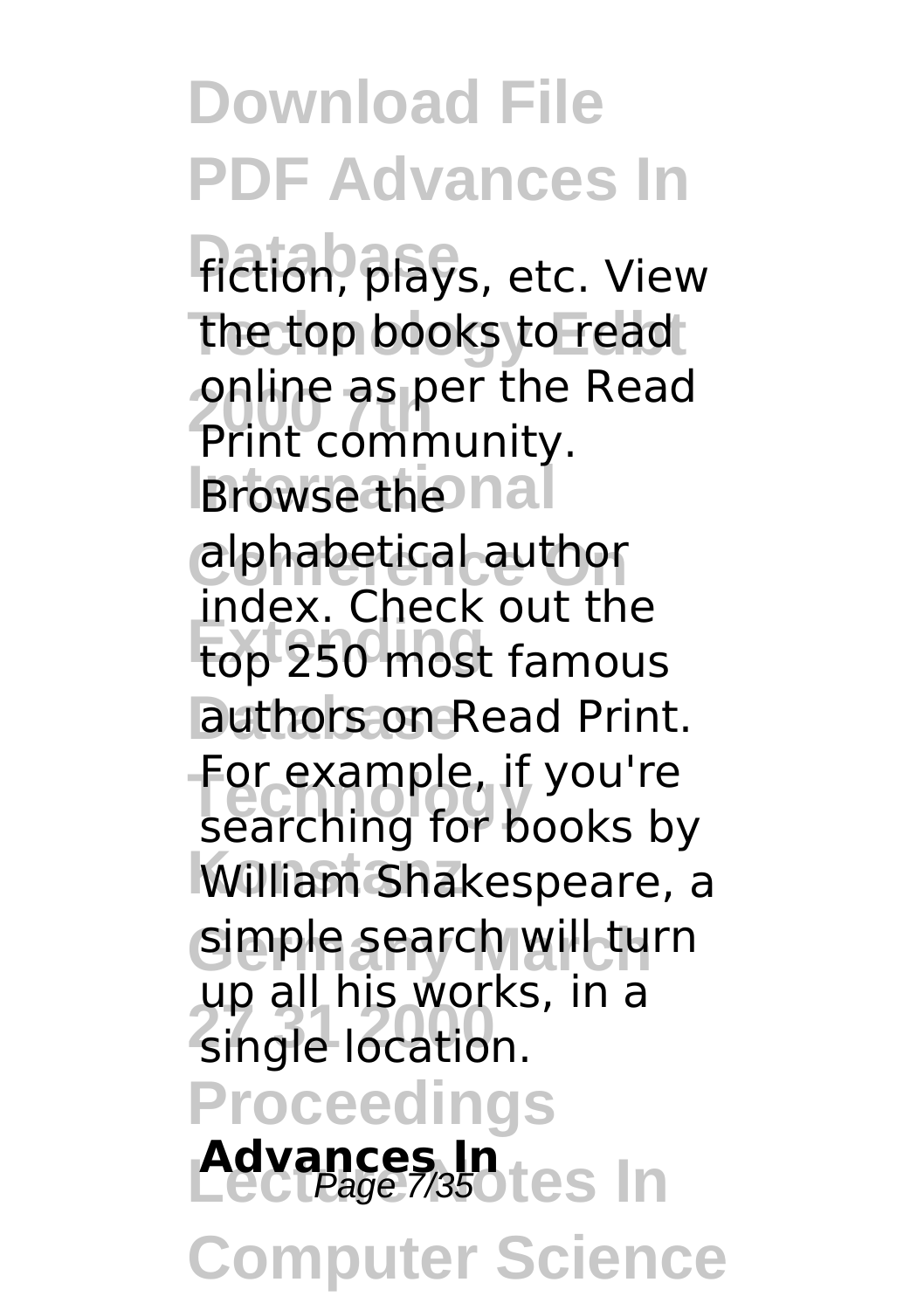fiction, plays, etc. View the top books to read online as per the Read Print community. Browse the alphabetical author index. Check out the top 250 most famous authors on Read Print. For example, if you're searching for books by William Shakespeare, a simple search will turn up all his works, in a single location.

**Advances In**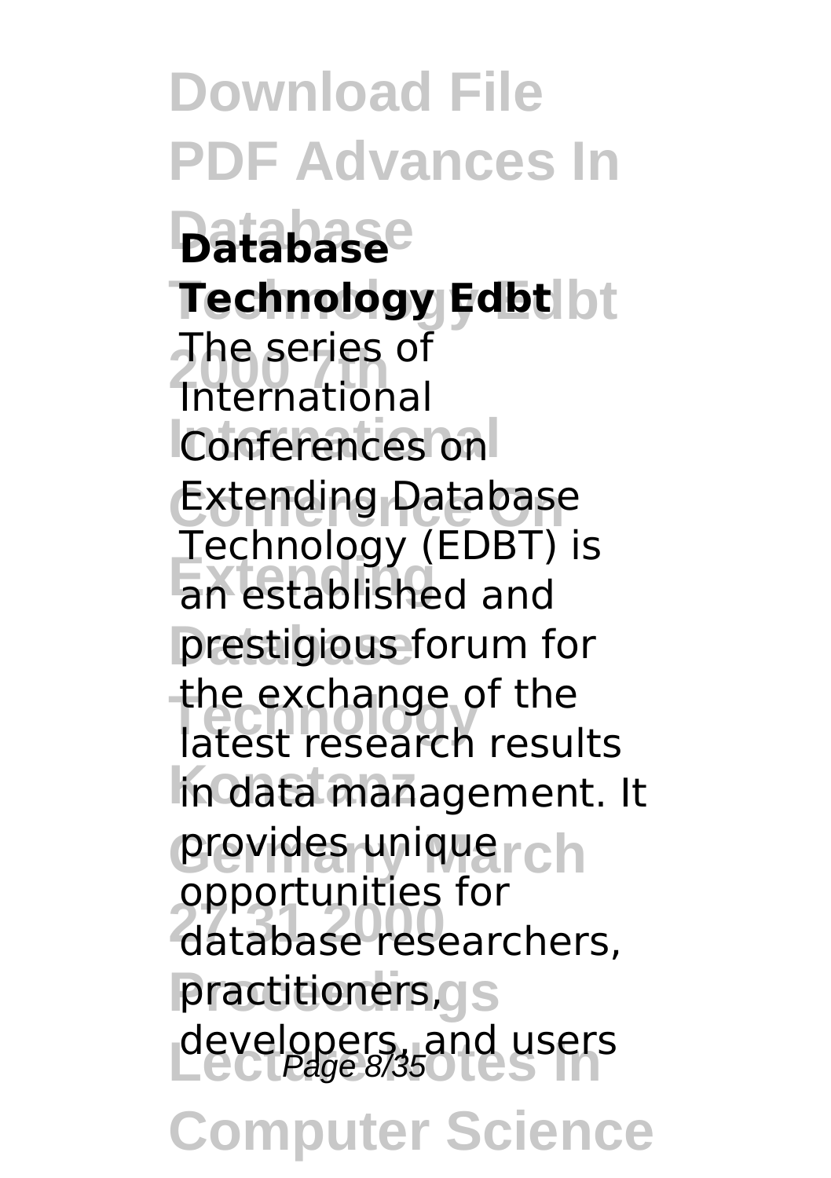# Download File PDF Advances In Database Technology Edbt 2000 7th International Conference On Extending Database Technology Konstanz Germany March 27 31 2000 Proceedings Lecture Notes In Computer Science

The series of International Conferences on Extending Database Technology (EDBT) is an established and prestigious forum for the exchange of the latest research results in data management. It provides unique opportunities for database researchers, practitioners, developers, and users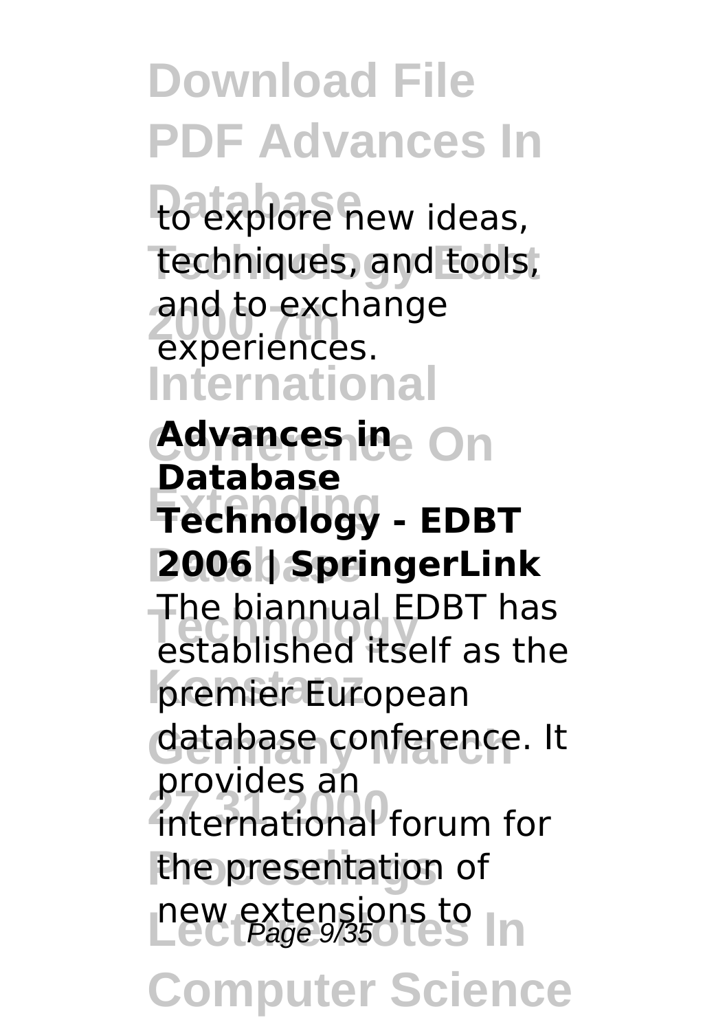to explore new ideas, techniques, and tools, and to exchange experiences.

**Advances in Database Technology - EDBT 2006 | SpringerLink**

The biannual EDBT has established itself as the premier European database conference. It provides an international forum for the presentation of new extensions to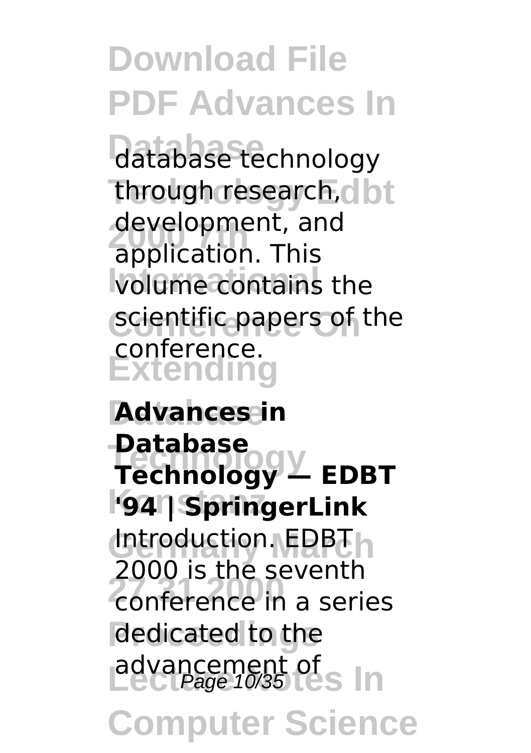database technology through research, development, and application. This volume contains the scientific papers of the conference.

**Advances in Database Technology — EDBT '94 | SpringerLink**

Introduction. EDBT 2000 is the seventh conference in a series dedicated to the advancement of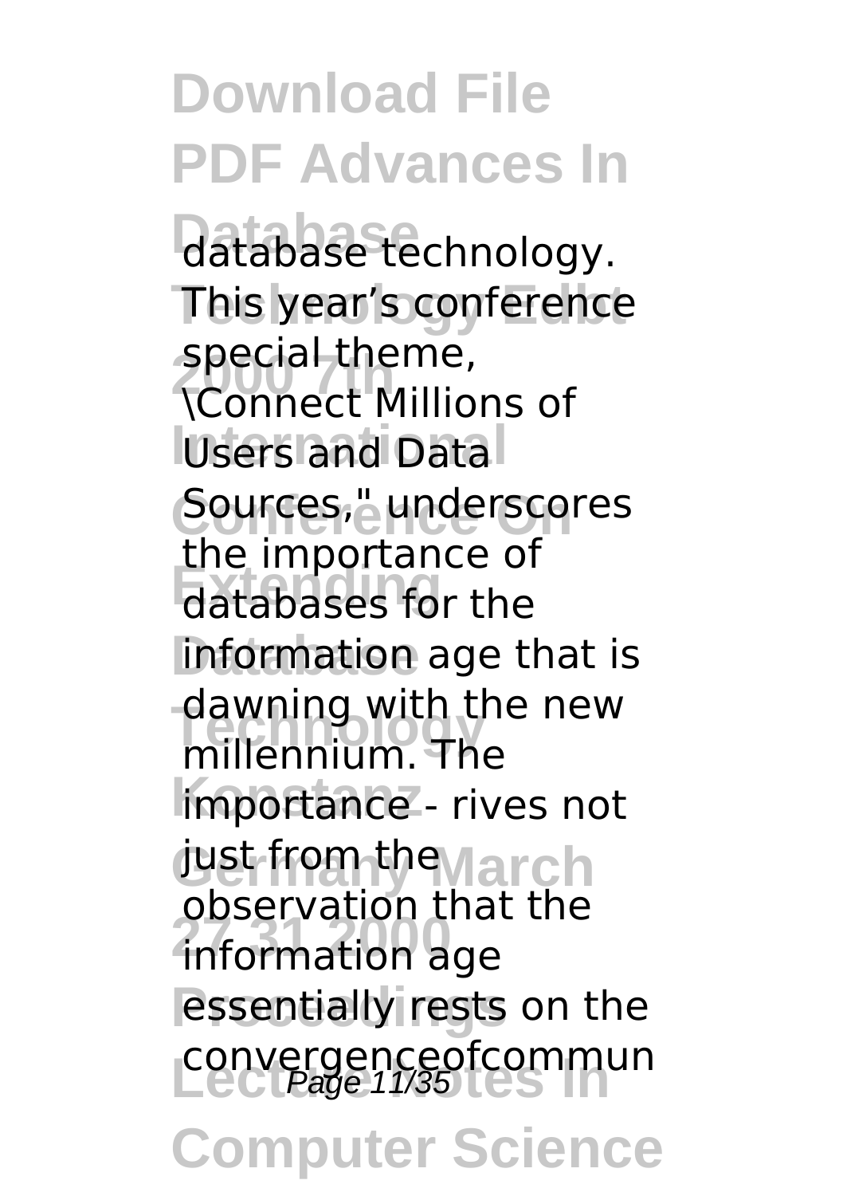database technology. This year's conference special theme, \Connect Millions of Users and Data Sources," underscores the importance of databases for the information age that is dawning with the new millennium. The importance - rives not just from the observation that the information age essentially rests on the convergenceofcommun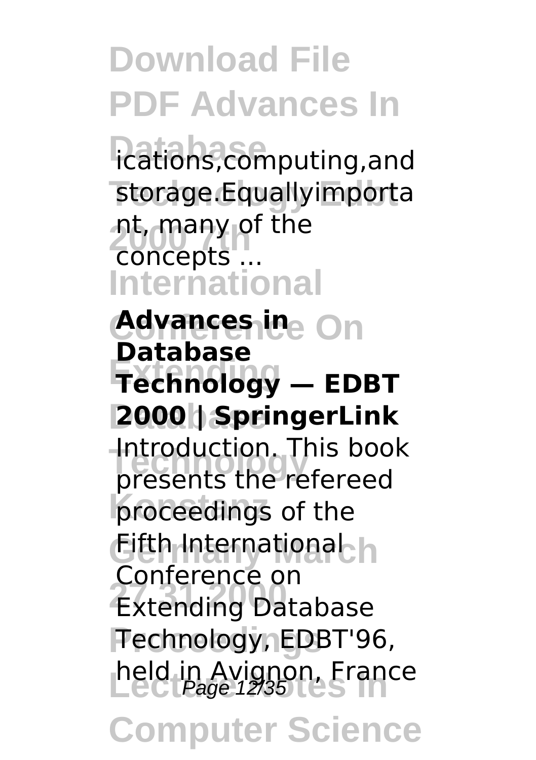ications,computing,and storage.Equallyimportant, many of the concepts ...

**Advances in Database Technology — EDBT 2000 | SpringerLink**

Introduction. This book presents the refereed proceedings of the Fifth International Conference on Extending Database Technology, EDBT'96, held in Avignon, France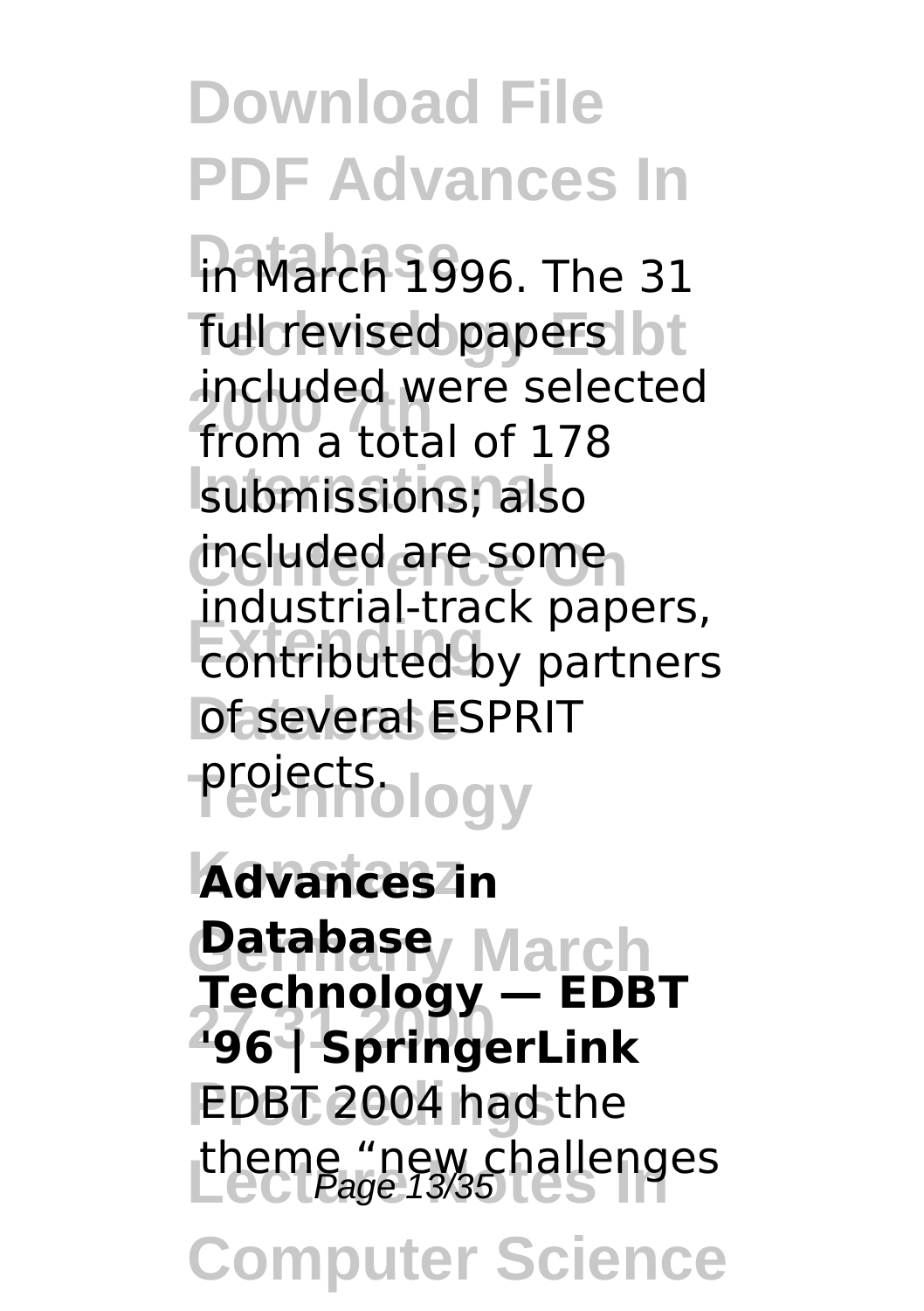in March 1996. The 31 full revised papers included were selected from a total of 178 submissions; also included are some industrial-track papers, contributed by partners of several ESPRIT projects.

**Advances in Database Technology — EDBT '96 | SpringerLink**

EDBT 2004 had the theme "new challenges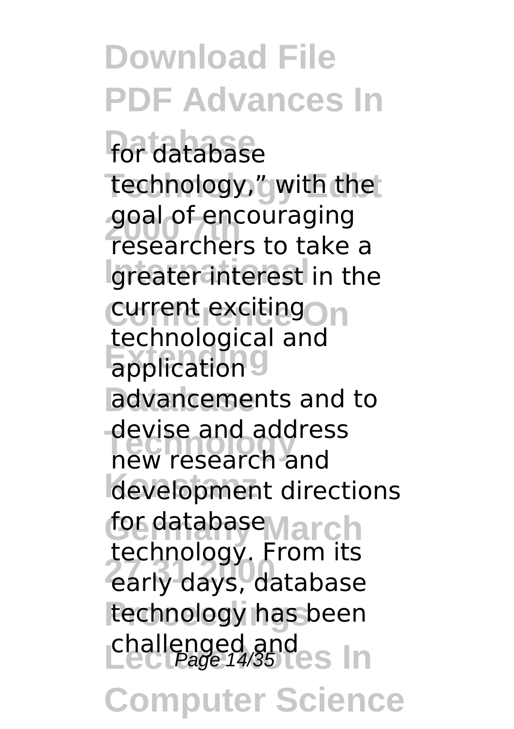for database technology," with the goal of encouraging researchers to take a greater interest in the current exciting technological and application advancements and to devise and address new research and development directions for database technology. From its early days, database technology has been challenged and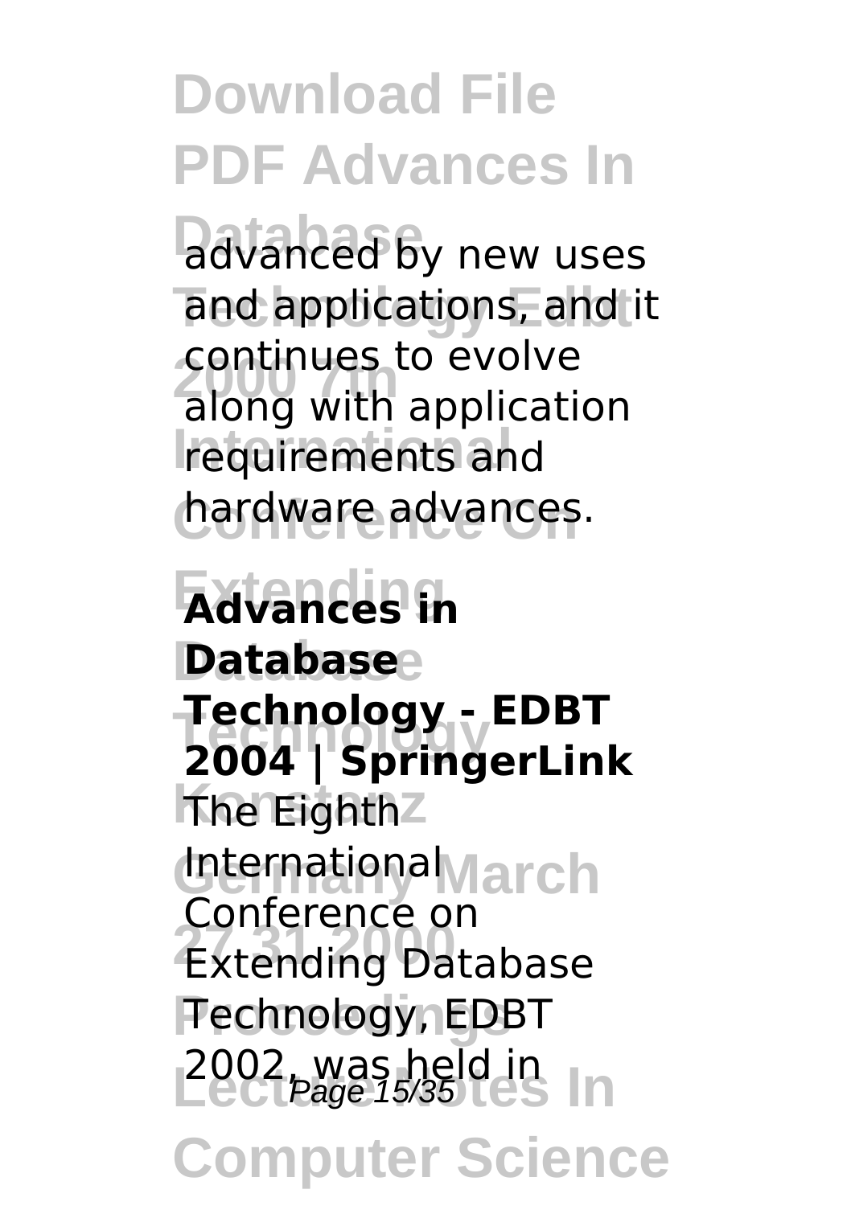advanced by new uses and applications, and it continues to evolve along with application requirements and hardware advances.

**Advances in Database Technology - EDBT 2004 | SpringerLink**

The Eighth International Conference on Extending Database Technology, EDBT 2002, was held in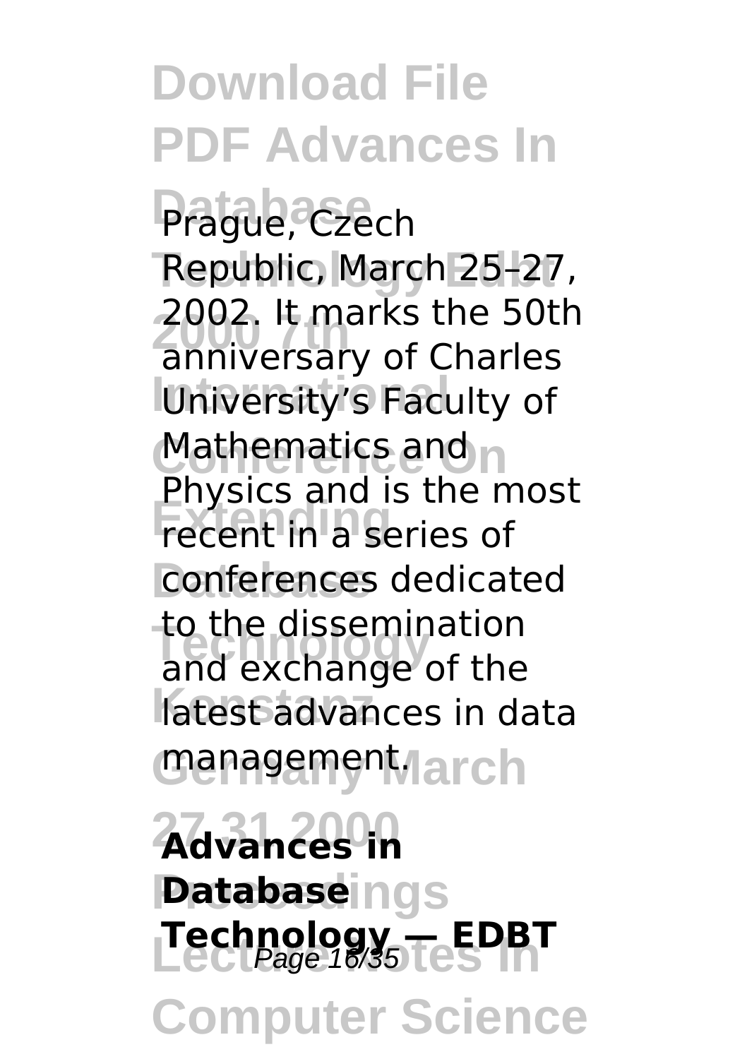Prague, Czech Republic, March 25–27, 2002. It marks the 50th anniversary of Charles University's Faculty of Mathematics and Physics and is the most recent in a series of conferences dedicated to the dissemination and exchange of the latest advances in data management.

**Advances in Database Technology — EDBT**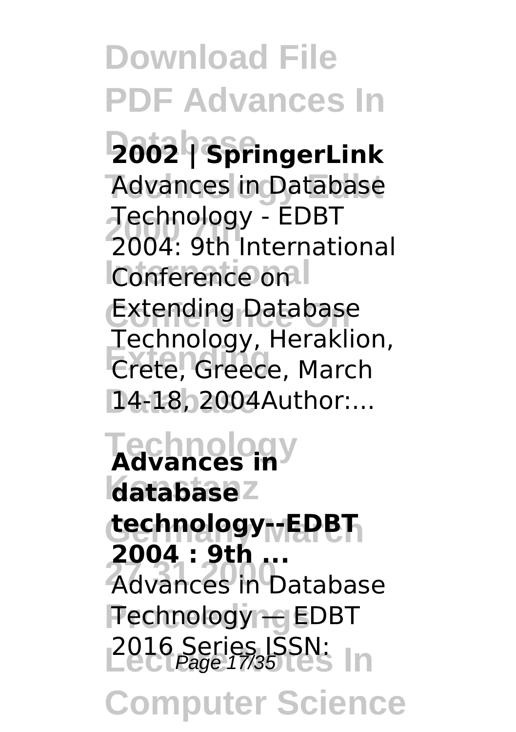**2002 | SpringerLink**

Advances in Database Technology - EDBT 2004: 9th International Conference on Extending Database Technology, Heraklion, Crete, Greece, March 14-18, 2004Author:...

**Advances in database technology--EDBT 2004 : 9th ...**

Advances in Database Technology — EDBT 2016 Series ISSN: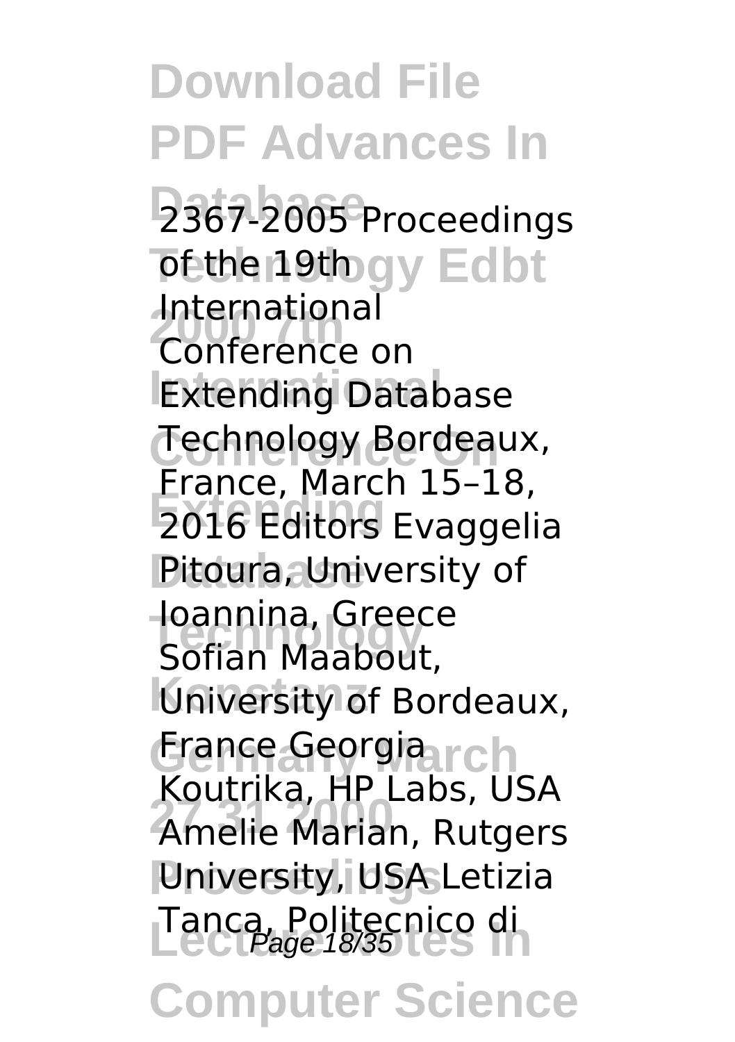2367-2005 Proceedings of the 19th International Conference on Extending Database Technology Bordeaux, France, March 15–18, 2016 Editors Evaggelia Pitoura, University of Ioannina, Greece Sofian Maabout, University of Bordeaux, France Georgia Koutrika, HP Labs, USA Amelie Marian, Rutgers University, USA Letizia Tanca, Politecnico di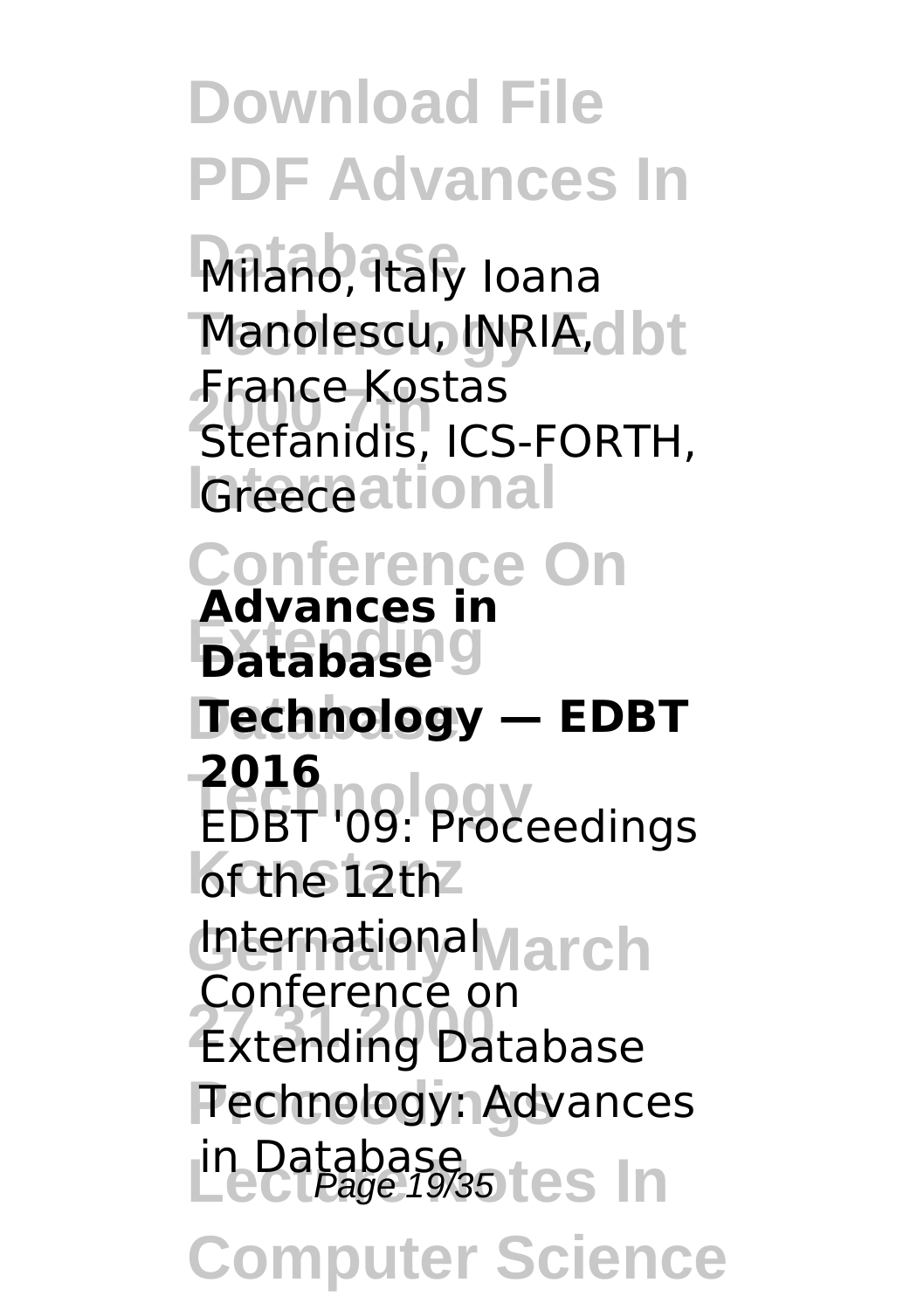Milano, Italy Ioana Manolescu, INRIA, France Kostas Stefanidis, ICS-FORTH, Greece

**Advances in Database Technology — EDBT 2016**

EDBT '09: Proceedings of the 12th International Conference on Extending Database Technology: Advances in Database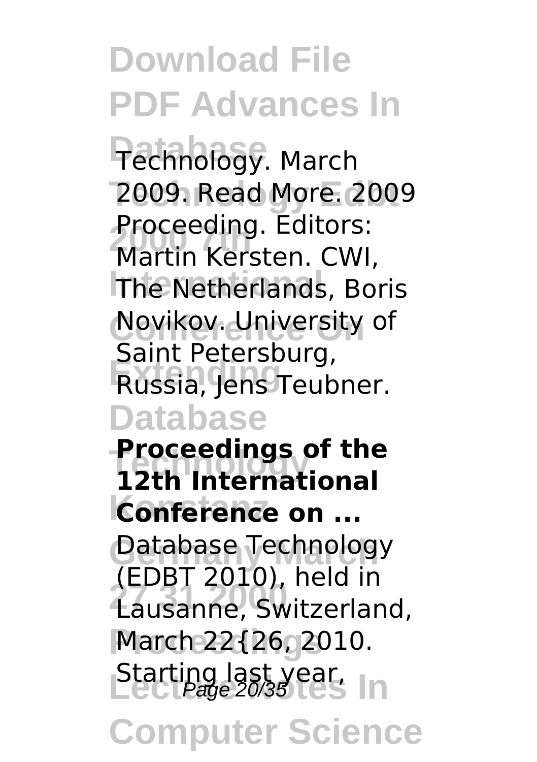Technology. March 2009. Read More. 2009 Proceeding. Editors: Martin Kersten. CWI, The Netherlands, Boris Novikov. University of Saint Petersburg, Russia, Jens Teubner.

**Proceedings of the 12th International Conference on ...**

Database Technology (EDBT 2010), held in Lausanne, Switzerland, March 22{26, 2010. Starting last year,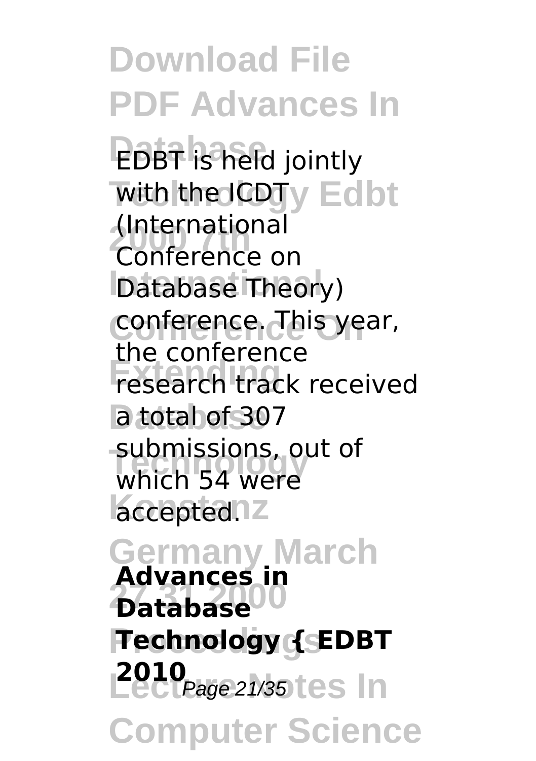EDBT is held jointly with the ICDT (International Conference on Database Theory) conference. This year, the conference research track received a total of 307 submissions, out of which 54 were accepted.

**Advances in Database Technology { EDBT 2010**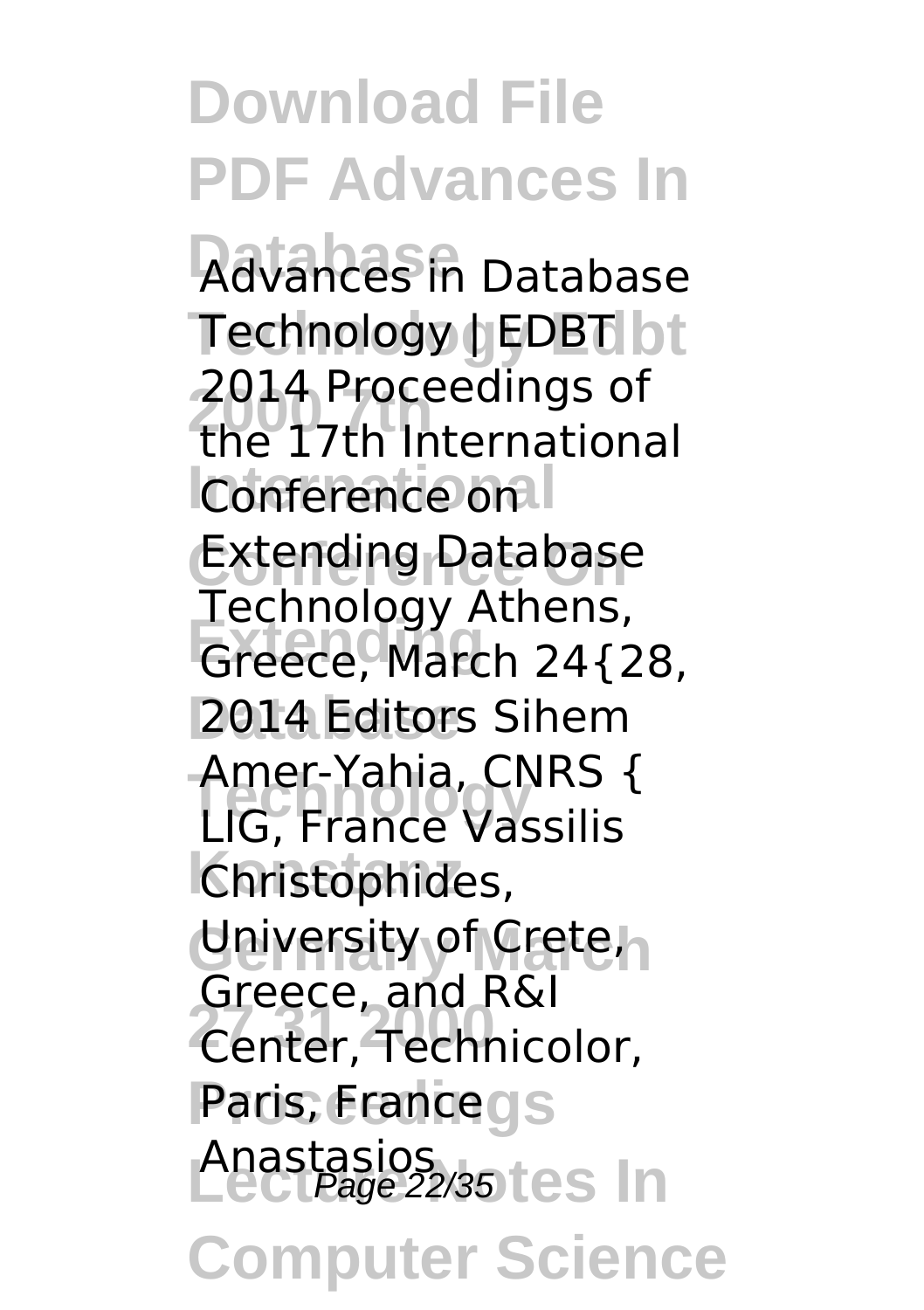Advances in Database Technology | EDBT 2014 Proceedings of the 17th International Conference on Extending Database Technology Athens, Greece, March 24{28, 2014 Editors Sihem Amer-Yahia, CNRS { LIG, France Vassilis Christophides, University of Crete, Greece, and R&I Center, Technicolor, Paris, France Anastasios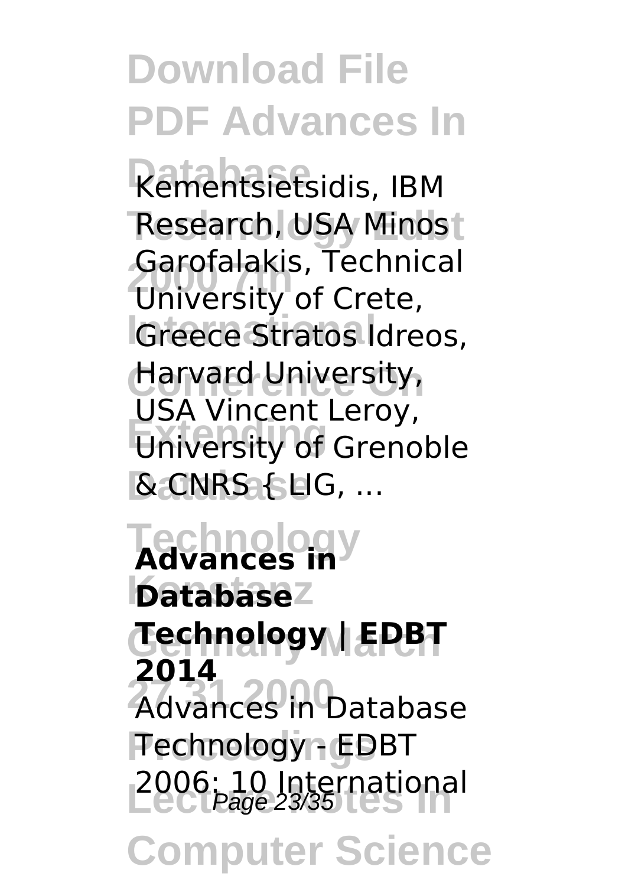Kementsietsidis, IBM Research, USA Minos Garofalakis, Technical University of Crete, Greece Stratos Idreos, Harvard University, USA Vincent Leroy, University of Grenoble & CNRS { LIG, ...

**Advances in Database Technology | EDBT 2014**

Advances in Database Technology - EDBT 2006: 10 International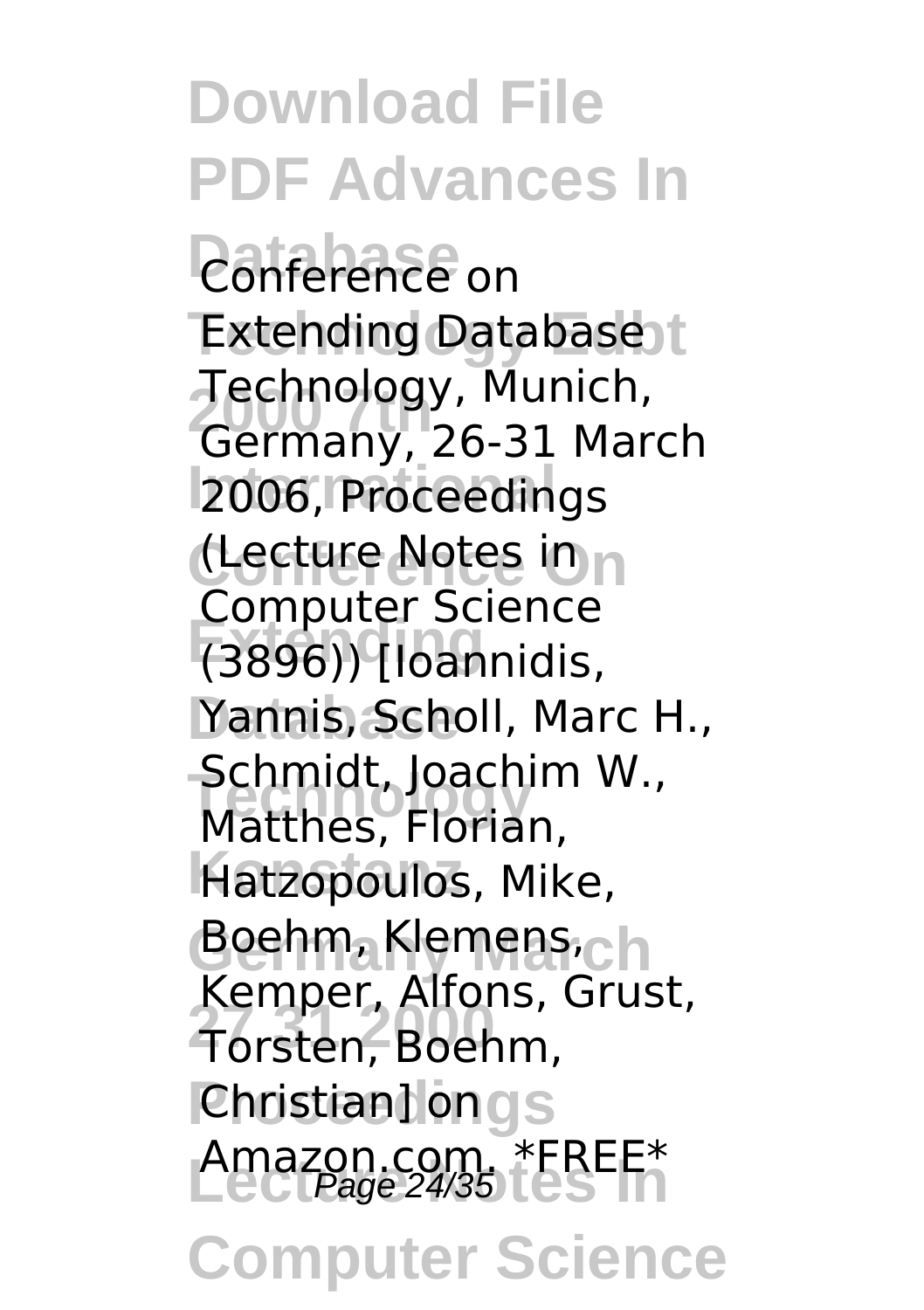Conference on Extending Database Technology, Munich, Germany, 26-31 March 2006, Proceedings (Lecture Notes in Computer Science (3896)) [Ioannidis, Yannis, Scholl, Marc H., Schmidt, Joachim W., Matthes, Florian, Hatzopoulos, Mike, Boehm, Klemens, Kemper, Alfons, Grust, Torsten, Boehm, Christian] on Amazon.com. *FREE*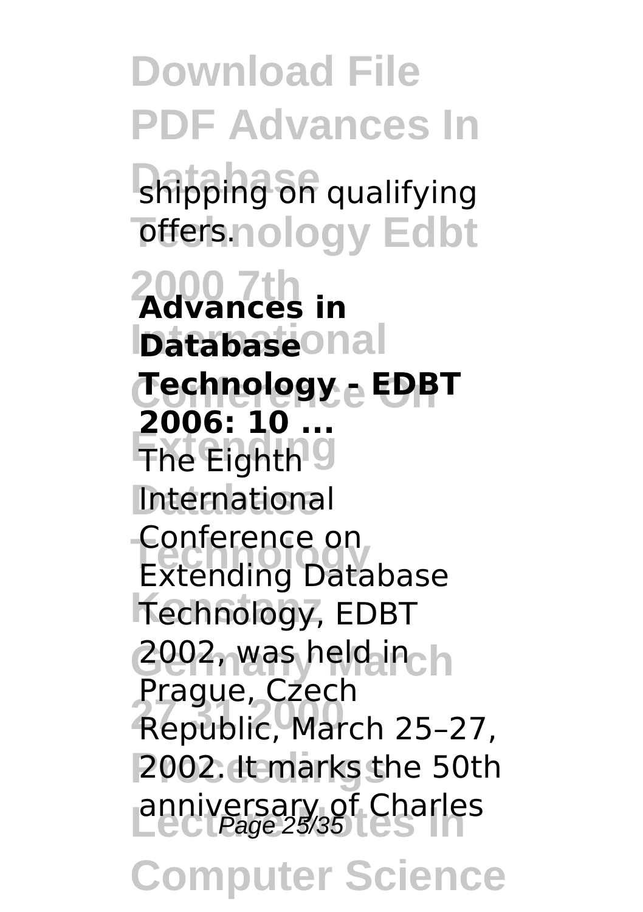shipping on qualifying offers.

**Advances in Database Technology - EDBT 2006: 10 ...**

The Eighth International Conference on Extending Database Technology, EDBT 2002, was held in Prague, Czech Republic, March 25–27, 2002. It marks the 50th anniversary of Charles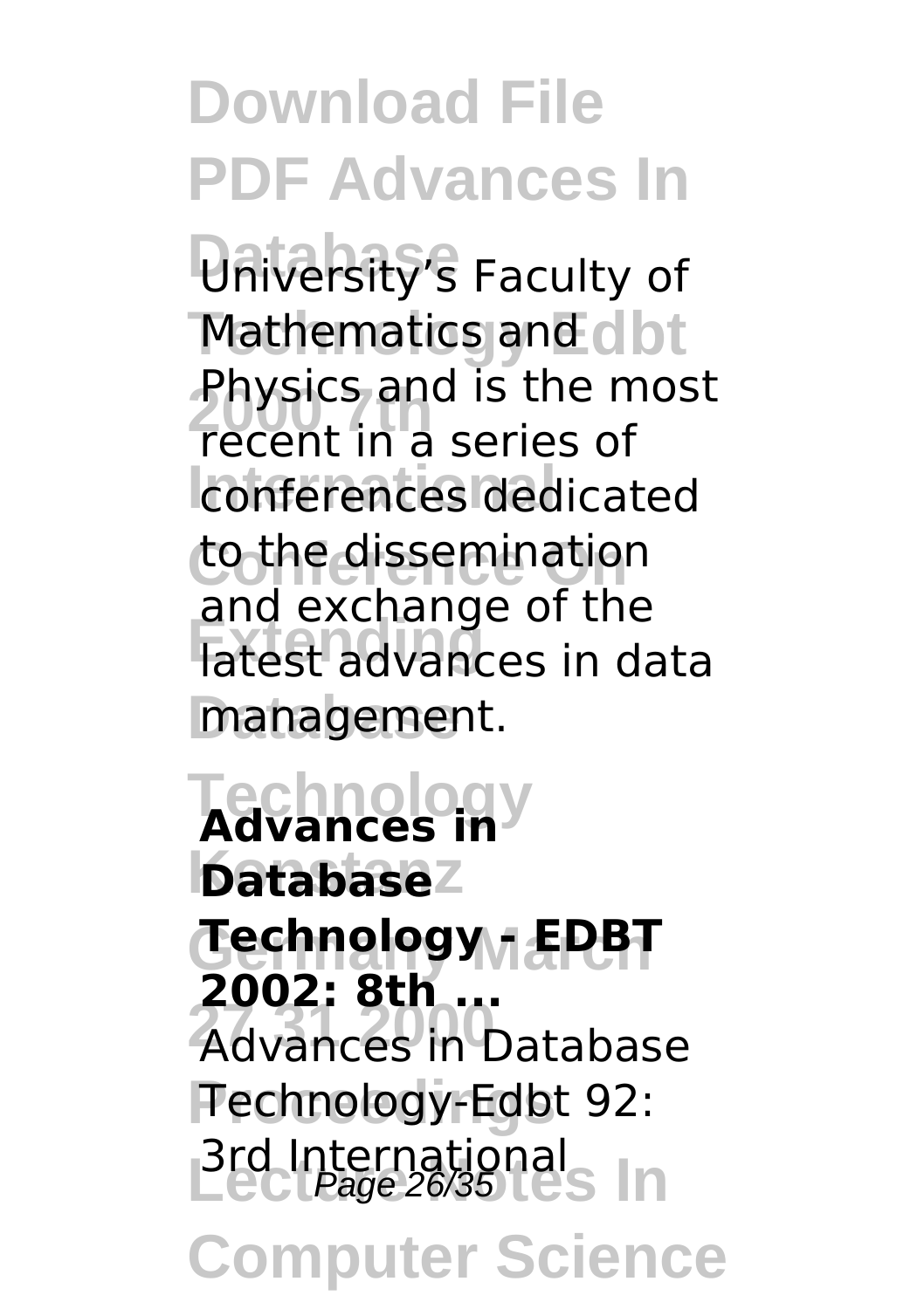University's Faculty of Mathematics and Physics and is the most recent in a series of conferences dedicated to the dissemination and exchange of the latest advances in data management.

**Advances in Database Technology - EDBT 2002: 8th ...**

Advances in Database Technology-Edbt 92: 3rd International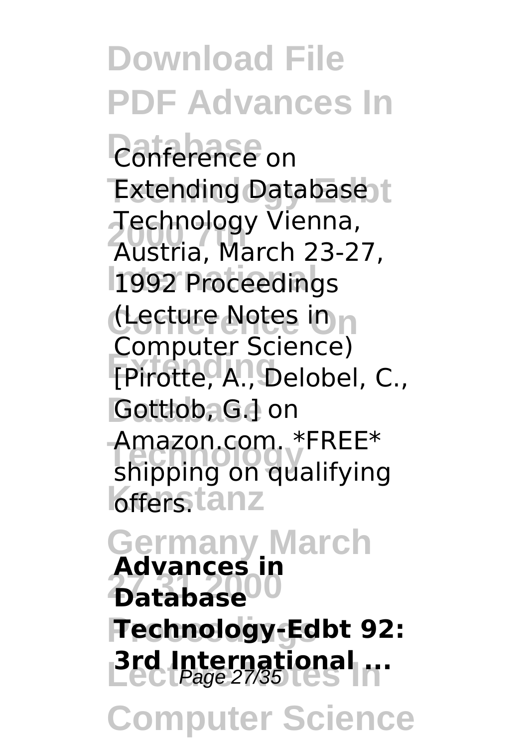Conference on Extending Database Technology Vienna, Austria, March 23-27, 1992 Proceedings (Lecture Notes in Computer Science) [Pirotte, A., Delobel, C., Gottlob, G.] on Amazon.com. *FREE* shipping on qualifying offers.

**Advances in Database Technology-Edbt 92: 3rd International ...**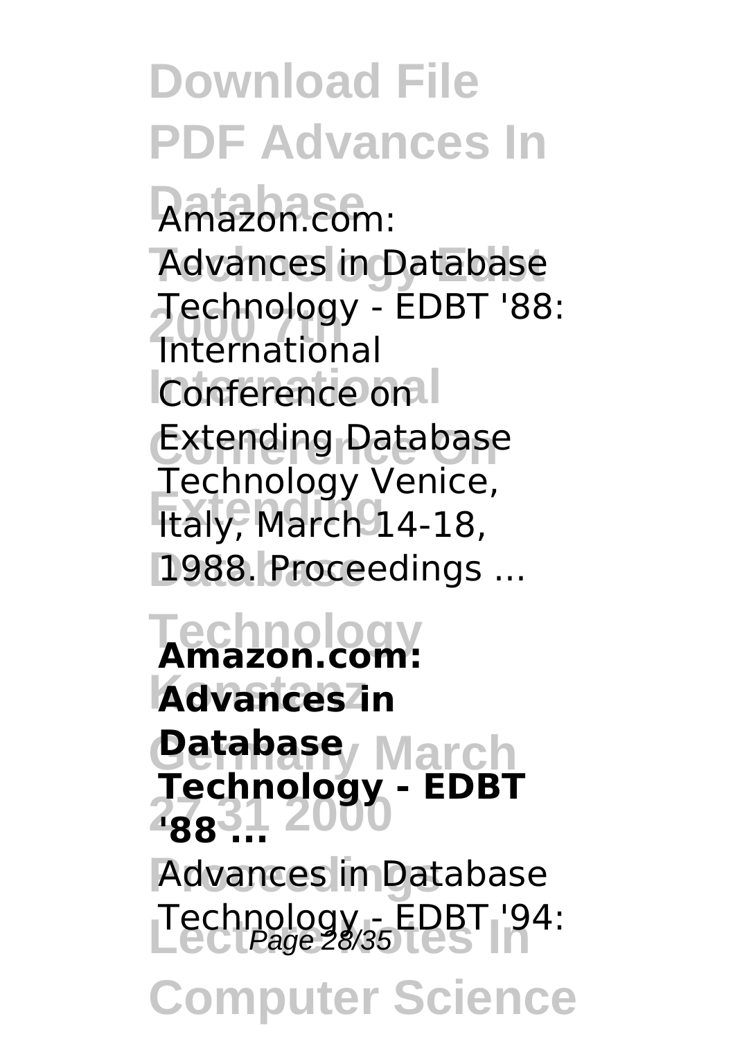Amazon.com: Advances in Database Technology - EDBT '88: International Conference on Extending Database Technology Venice, Italy, March 14-18, 1988. Proceedings ...

**Amazon.com: Advances in Database Technology - EDBT '88 ...**

Advances in Database Technology - EDBT '94: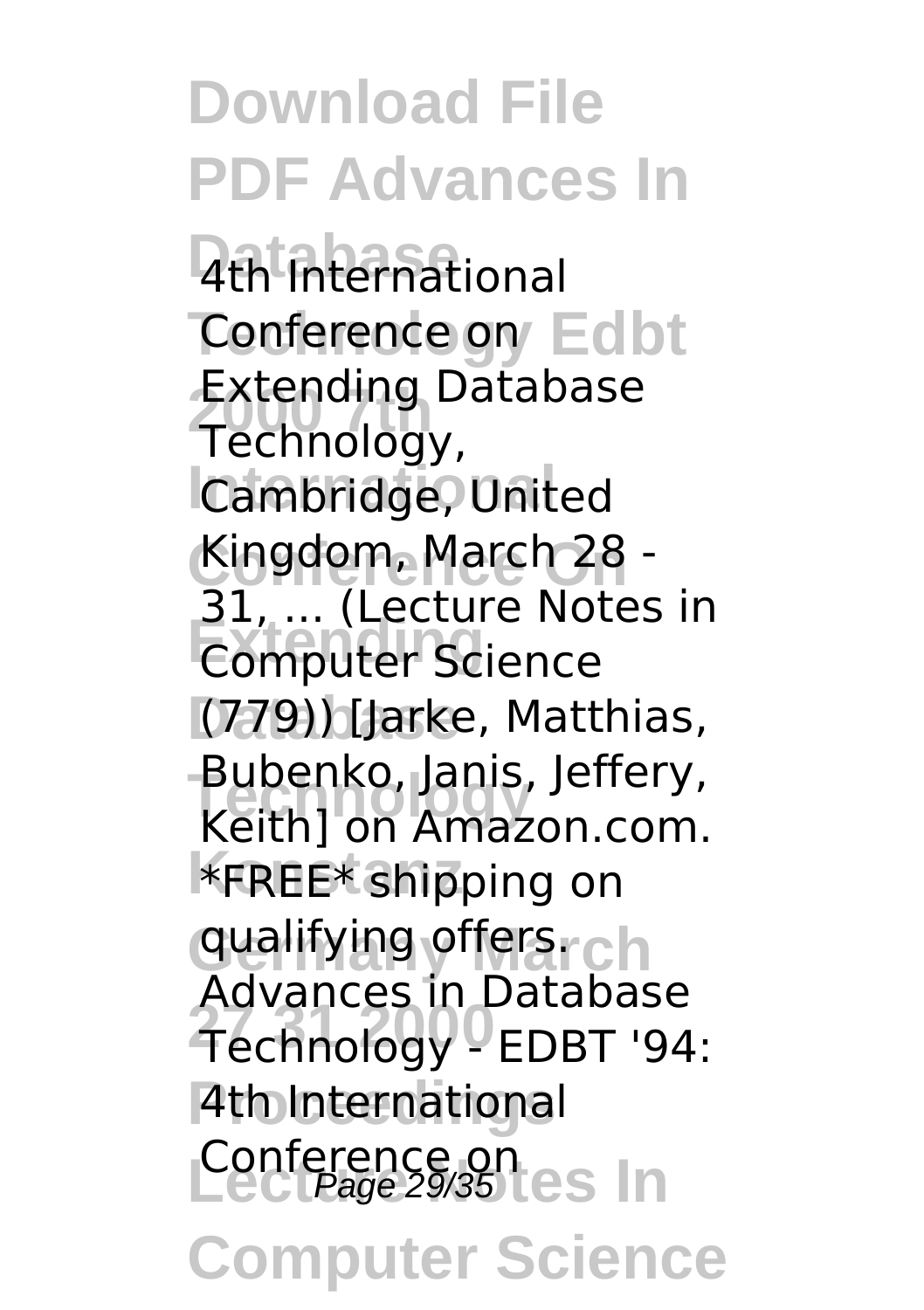4th International Conference on Extending Database Technology, Cambridge, United Kingdom, March 28 - 31, ... (Lecture Notes in Computer Science (779)) [Jarke, Matthias, Bubenko, Janis, Jeffery, Keith] on Amazon.com. *FREE* shipping on qualifying offers. Advances in Database Technology - EDBT '94: 4th International Conference on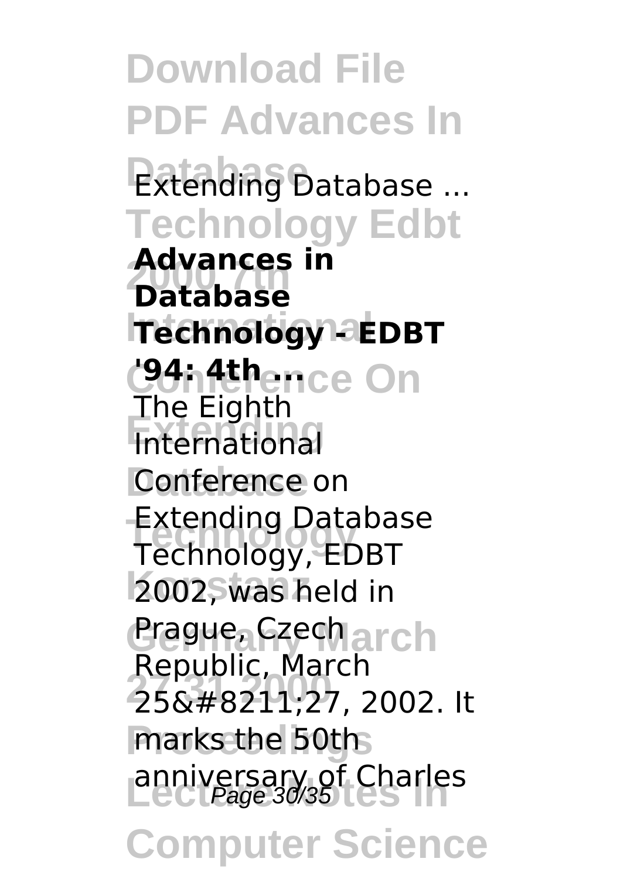Extending Database ...

**Advances in Database Technology - EDBT '94: 4th ...**

The Eighth International Conference on Extending Database Technology, EDBT 2002, was held in Prague, Czech Republic, March 25&#8211;27, 2002. It marks the 50th anniversary of Charles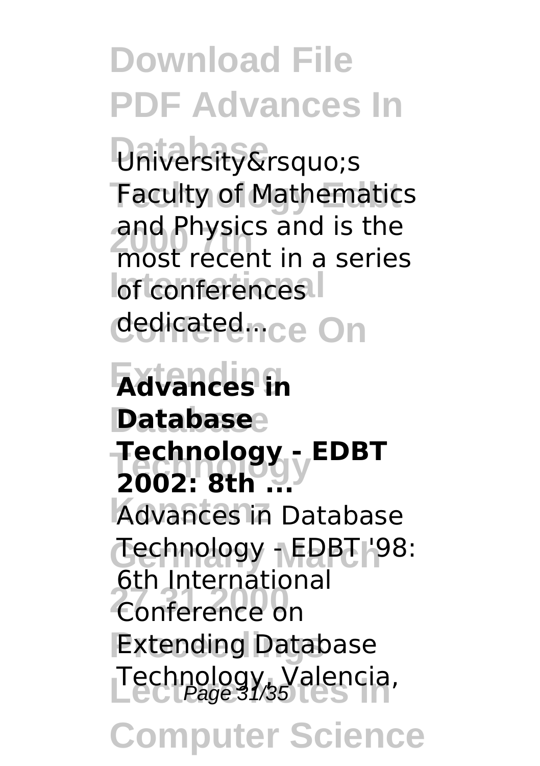University&rsquo;s Faculty of Mathematics and Physics and is the most recent in a series of conferences dedicated...

**Advances in Database Technology - EDBT 2002: 8th ...**

Advances in Database Technology - EDBT '98: 6th International Conference on Extending Database Technology, Valencia,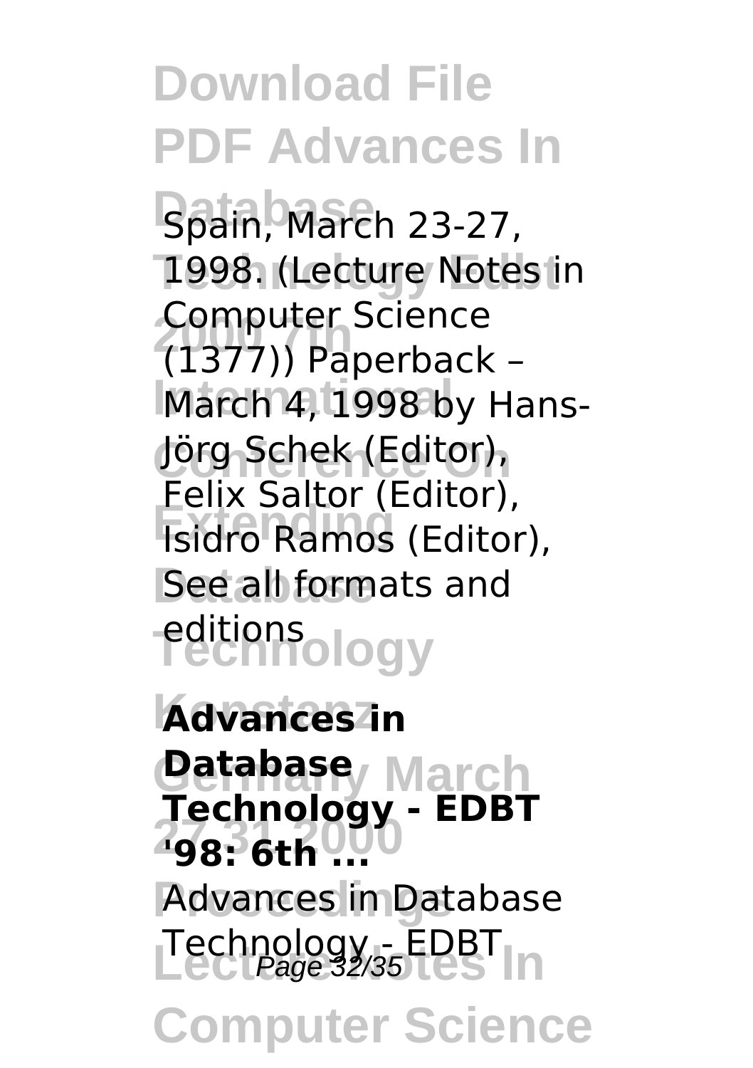Spain, March 23-27, 1998. (Lecture Notes in Computer Science (1377)) Paperback – March 4, 1998 by Hans-Jörg Schek (Editor), Felix Saltor (Editor), Isidro Ramos (Editor), See all formats and editions

**Advances in Database Technology - EDBT '98: 6th ...**

Advances in Database Technology - EDBT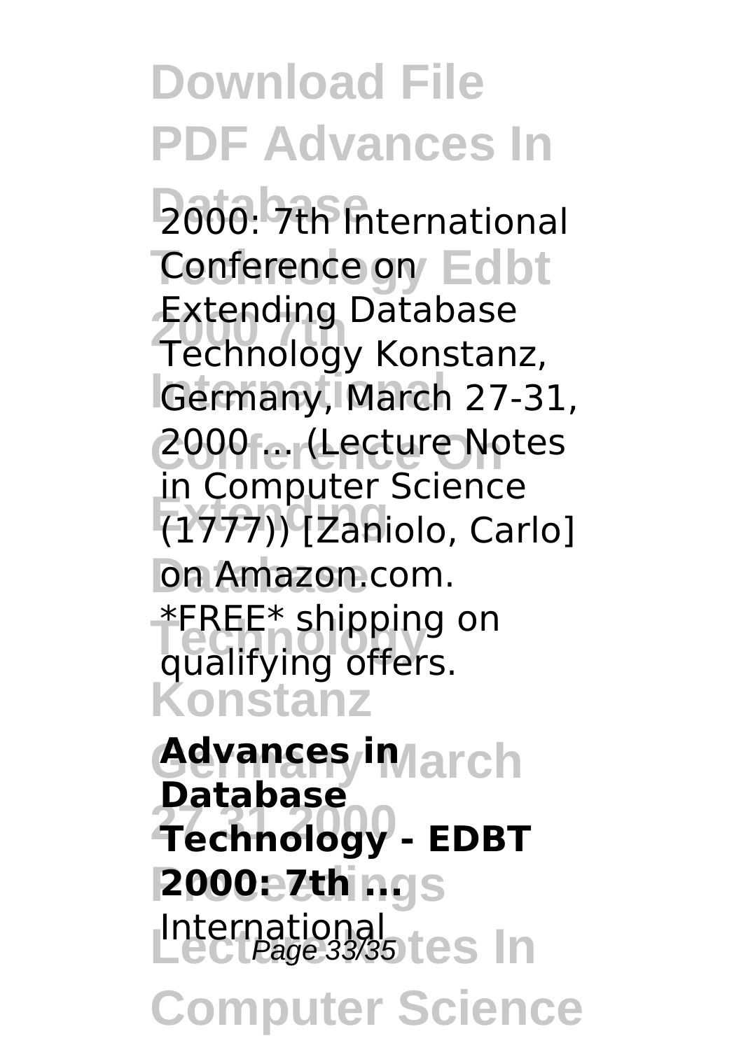2000: 7th International Conference on Extending Database Technology Konstanz, Germany, March 27-31, 2000 ... (Lecture Notes in Computer Science (1777)) [Zaniolo, Carlo] on Amazon.com. *FREE* shipping on qualifying offers.

**Advances in Database Technology - EDBT 2000: 7th ...**

International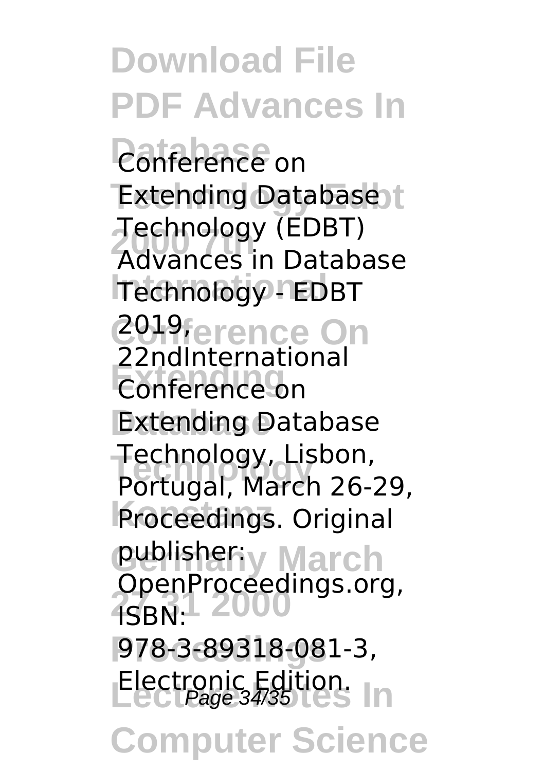Conference on Extending Database Technology (EDBT) Advances in Database Technology - EDBT 2019, 22ndInternational Conference on Extending Database Technology, Lisbon, Portugal, March 26-29, Proceedings. Original publisher: OpenProceedings.org, ISBN: 978-3-89318-081-3, Electronic Edition.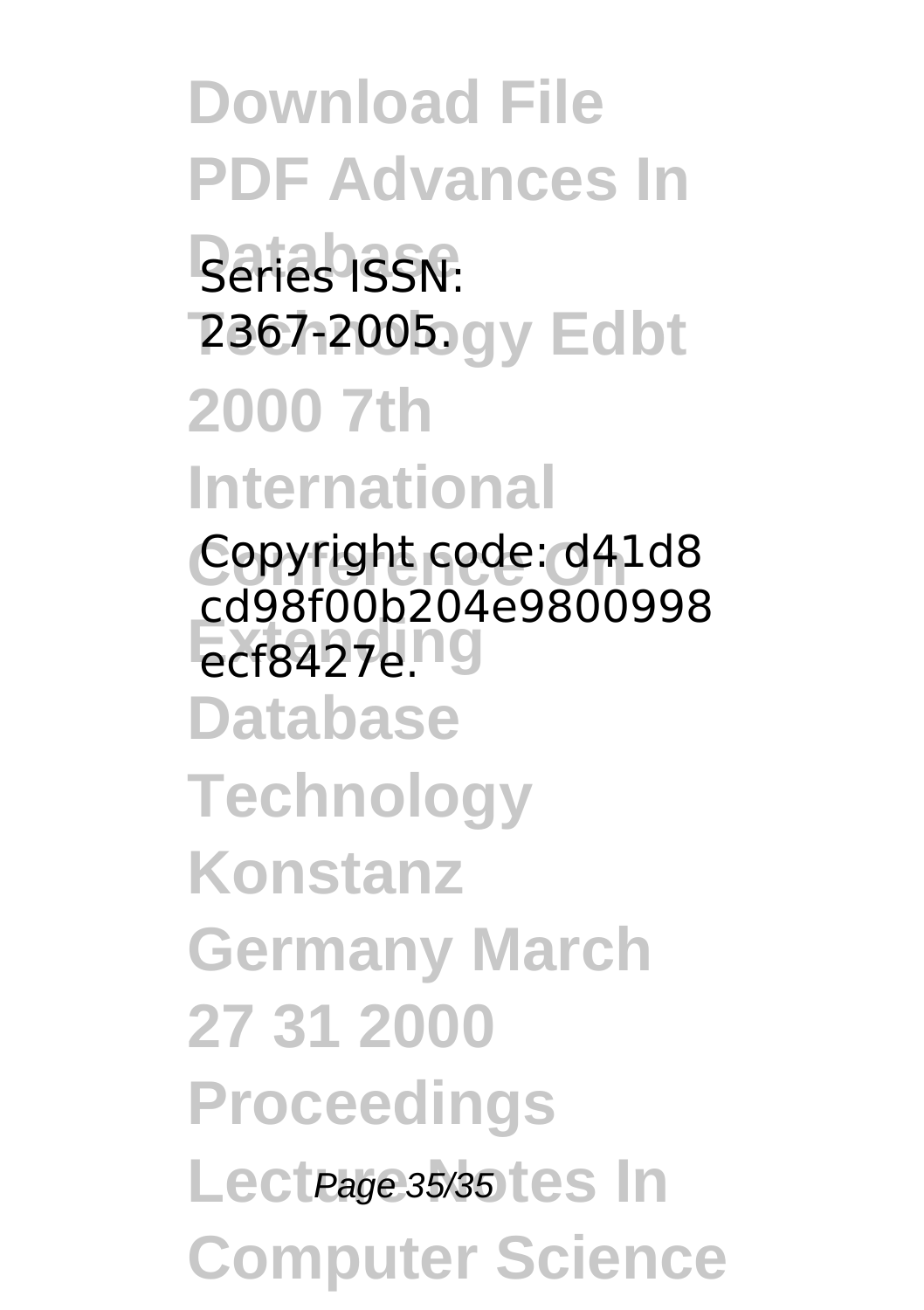Series ISSN: 2367-2005.

Copyright code: d41d8cd98f00b204e9800998ecf8427e.